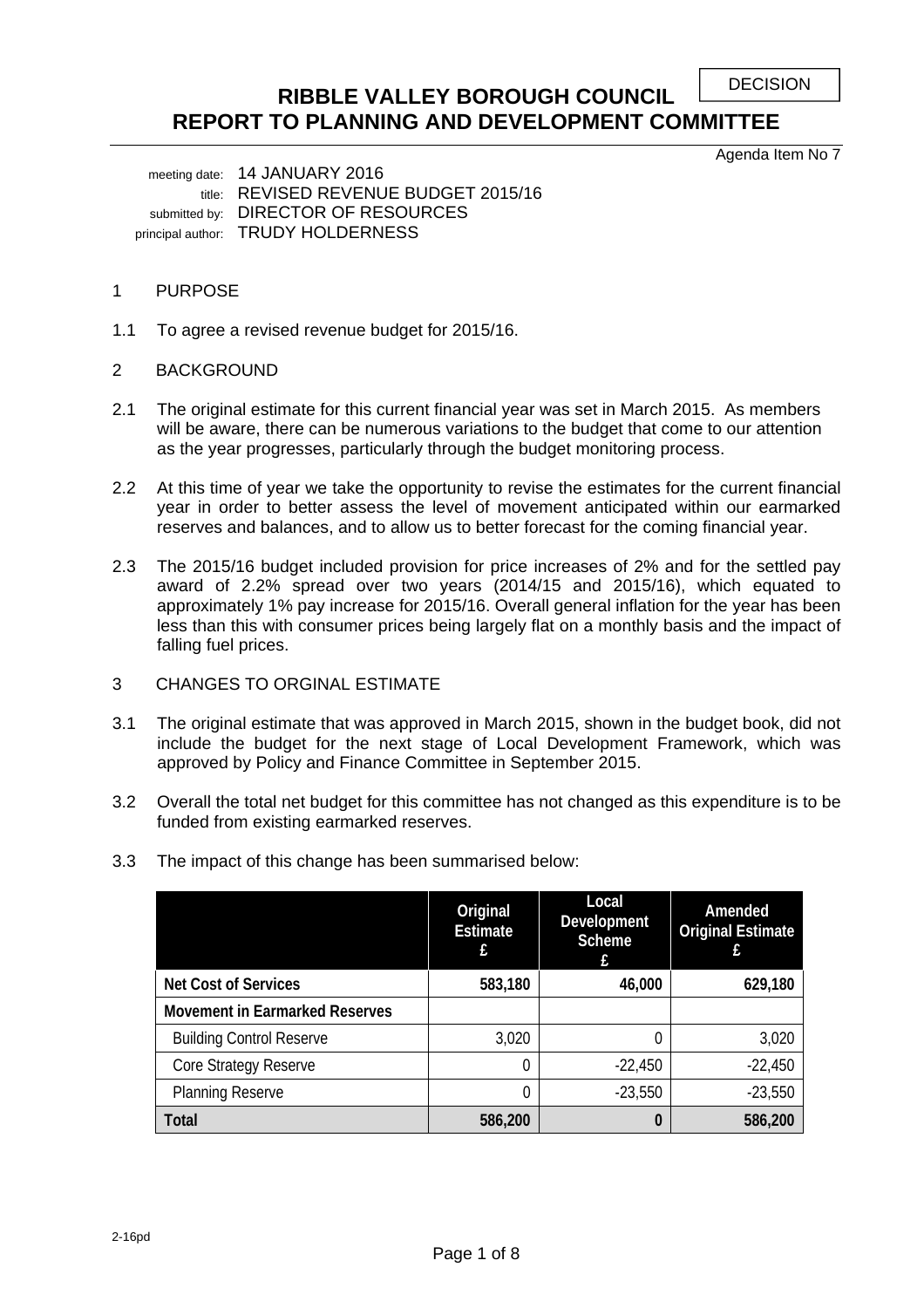DECISION

# RIBBLE VALLEY BOROUGH COUNCIL
# REPORT TO PLANNING AND DEVELOPMENT COMMITTEE

Agenda Item No 7

meeting date: 14 JANUARY 2016
title: REVISED REVENUE BUDGET 2015/16
submitted by: DIRECTOR OF RESOURCES
principal author: TRUDY HOLDERNESS

## 1 PURPOSE

1.1 To agree a revised revenue budget for 2015/16.

## 2 BACKGROUND

2.1 The original estimate for this current financial year was set in March 2015. As members will be aware, there can be numerous variations to the budget that come to our attention as the year progresses, particularly through the budget monitoring process.

2.2 At this time of year we take the opportunity to revise the estimates for the current financial year in order to better assess the level of movement anticipated within our earmarked reserves and balances, and to allow us to better forecast for the coming financial year.

2.3 The 2015/16 budget included provision for price increases of 2% and for the settled pay award of 2.2% spread over two years (2014/15 and 2015/16), which equated to approximately 1% pay increase for 2015/16. Overall general inflation for the year has been less than this with consumer prices being largely flat on a monthly basis and the impact of falling fuel prices.

## 3 CHANGES TO ORGINAL ESTIMATE

3.1 The original estimate that was approved in March 2015, shown in the budget book, did not include the budget for the next stage of Local Development Framework, which was approved by Policy and Finance Committee in September 2015.

3.2 Overall the total net budget for this committee has not changed as this expenditure is to be funded from existing earmarked reserves.

3.3 The impact of this change has been summarised below:

| | Original Estimate £ | Local Development Scheme £ | Amended Original Estimate £ |
|---|---|---|---|
| **Net Cost of Services** | **583,180** | **46,000** | **629,180** |
| **Movement in Earmarked Reserves** | | | |
| Building Control Reserve | 3,020 | 0 | 3,020 |
| Core Strategy Reserve | 0 | -22,450 | -22,450 |
| Planning Reserve | 0 | -23,550 | -23,550 |
| **Total** | **586,200** | **0** | **586,200** |

2-16pd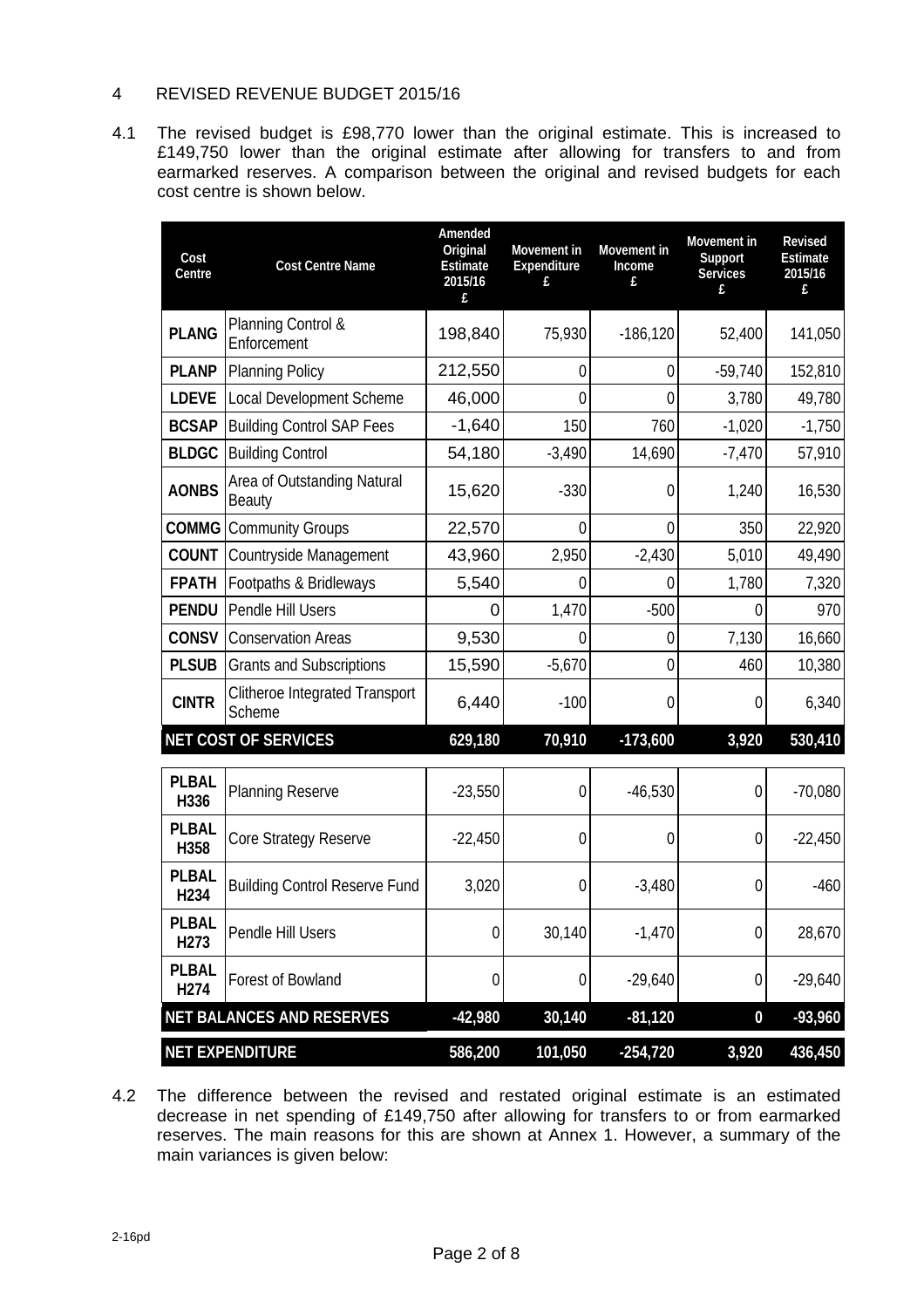## 4 REVISED REVENUE BUDGET 2015/16

4.1 The revised budget is £98,770 lower than the original estimate. This is increased to £149,750 lower than the original estimate after allowing for transfers to and from earmarked reserves. A comparison between the original and revised budgets for each cost centre is shown below.

| Cost Centre | Cost Centre Name | Amended Original Estimate 2015/16 £ | Movement in Expenditure £ | Movement in Income £ | Movement in Support Services £ | Revised Estimate 2015/16 £ |
|---|---|---|---|---|---|---|
| **PLANG** | Planning Control & Enforcement | 198,840 | 75,930 | -186,120 | 52,400 | 141,050 |
| **PLANP** | Planning Policy | 212,550 | 0 | 0 | -59,740 | 152,810 |
| **LDEVE** | Local Development Scheme | 46,000 | 0 | 0 | 3,780 | 49,780 |
| **BCSAP** | Building Control SAP Fees | -1,640 | 150 | 760 | -1,020 | -1,750 |
| **BLDGC** | Building Control | 54,180 | -3,490 | 14,690 | -7,470 | 57,910 |
| **AONBS** | Area of Outstanding Natural Beauty | 15,620 | -330 | 0 | 1,240 | 16,530 |
| **COMMG** | Community Groups | 22,570 | 0 | 0 | 350 | 22,920 |
| **COUNT** | Countryside Management | 43,960 | 2,950 | -2,430 | 5,010 | 49,490 |
| **FPATH** | Footpaths & Bridleways | 5,540 | 0 | 0 | 1,780 | 7,320 |
| **PENDU** | Pendle Hill Users | 0 | 1,470 | -500 | 0 | 970 |
| **CONSV** | Conservation Areas | 9,530 | 0 | 0 | 7,130 | 16,660 |
| **PLSUB** | Grants and Subscriptions | 15,590 | -5,670 | 0 | 460 | 10,380 |
| **CINTR** | Clitheroe Integrated Transport Scheme | 6,440 | -100 | 0 | 0 | 6,340 |
| **NET COST OF SERVICES** | | **629,180** | **70,910** | **-173,600** | **3,920** | **530,410** |
| **PLBAL H336** | Planning Reserve | -23,550 | 0 | -46,530 | 0 | -70,080 |
| **PLBAL H358** | Core Strategy Reserve | -22,450 | 0 | 0 | 0 | -22,450 |
| **PLBAL H234** | Building Control Reserve Fund | 3,020 | 0 | -3,480 | 0 | -460 |
| **PLBAL H273** | Pendle Hill Users | 0 | 30,140 | -1,470 | 0 | 28,670 |
| **PLBAL H274** | Forest of Bowland | 0 | 0 | -29,640 | 0 | -29,640 |
| **NET BALANCES AND RESERVES** | | **-42,980** | **30,140** | **-81,120** | **0** | **-93,960** |
| **NET EXPENDITURE** | | **586,200** | **101,050** | **-254,720** | **3,920** | **436,450** |

4.2 The difference between the revised and restated original estimate is an estimated decrease in net spending of £149,750 after allowing for transfers to or from earmarked reserves. The main reasons for this are shown at Annex 1. However, a summary of the main variances is given below: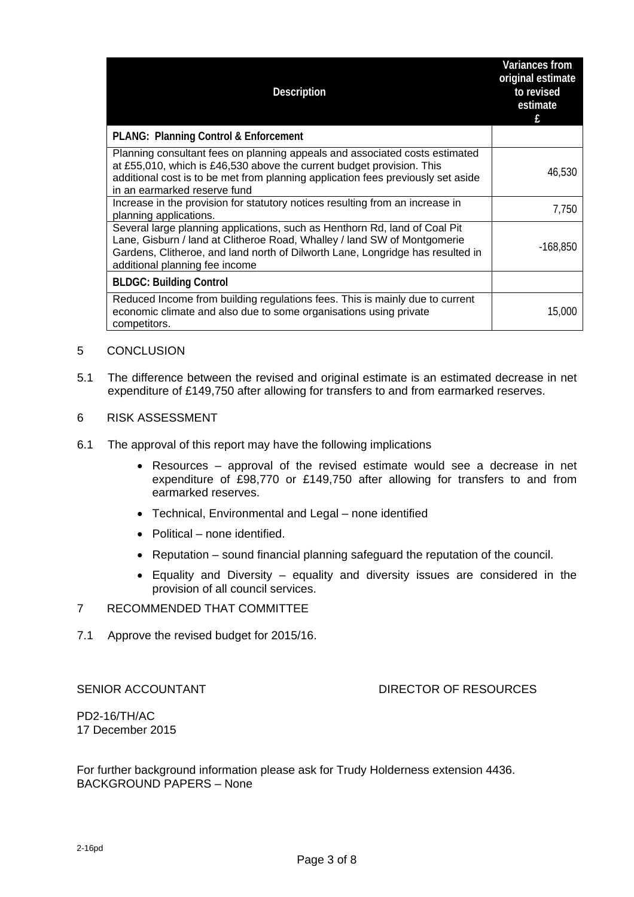| Description | Variances from original estimate to revised estimate £ |
|---|---|
| **PLANG: Planning Control & Enforcement** | |
| Planning consultant fees on planning appeals and associated costs estimated at £55,010, which is £46,530 above the current budget provision. This additional cost is to be met from planning application fees previously set aside in an earmarked reserve fund | 46,530 |
| Increase in the provision for statutory notices resulting from an increase in planning applications. | 7,750 |
| Several large planning applications, such as Henthorn Rd, land of Coal Pit Lane, Gisburn / land at Clitheroe Road, Whalley / land SW of Montgomerie Gardens, Clitheroe, and land north of Dilworth Lane, Longridge has resulted in additional planning fee income | -168,850 |
| **BLDGC: Building Control** | |
| Reduced Income from building regulations fees. This is mainly due to current economic climate and also due to some organisations using private competitors. | 15,000 |

5 CONCLUSION

5.1 The difference between the revised and original estimate is an estimated decrease in net expenditure of £149,750 after allowing for transfers to and from earmarked reserves.

6 RISK ASSESSMENT

6.1 The approval of this report may have the following implications

- Resources – approval of the revised estimate would see a decrease in net expenditure of £98,770 or £149,750 after allowing for transfers to and from earmarked reserves.
- Technical, Environmental and Legal – none identified
- Political – none identified.
- Reputation – sound financial planning safeguard the reputation of the council.
- Equality and Diversity – equality and diversity issues are considered in the provision of all council services.

7 RECOMMENDED THAT COMMITTEE

7.1 Approve the revised budget for 2015/16.

SENIOR ACCOUNTANT DIRECTOR OF RESOURCES

PD2-16/TH/AC
17 December 2015

For further background information please ask for Trudy Holderness extension 4436.
BACKGROUND PAPERS – None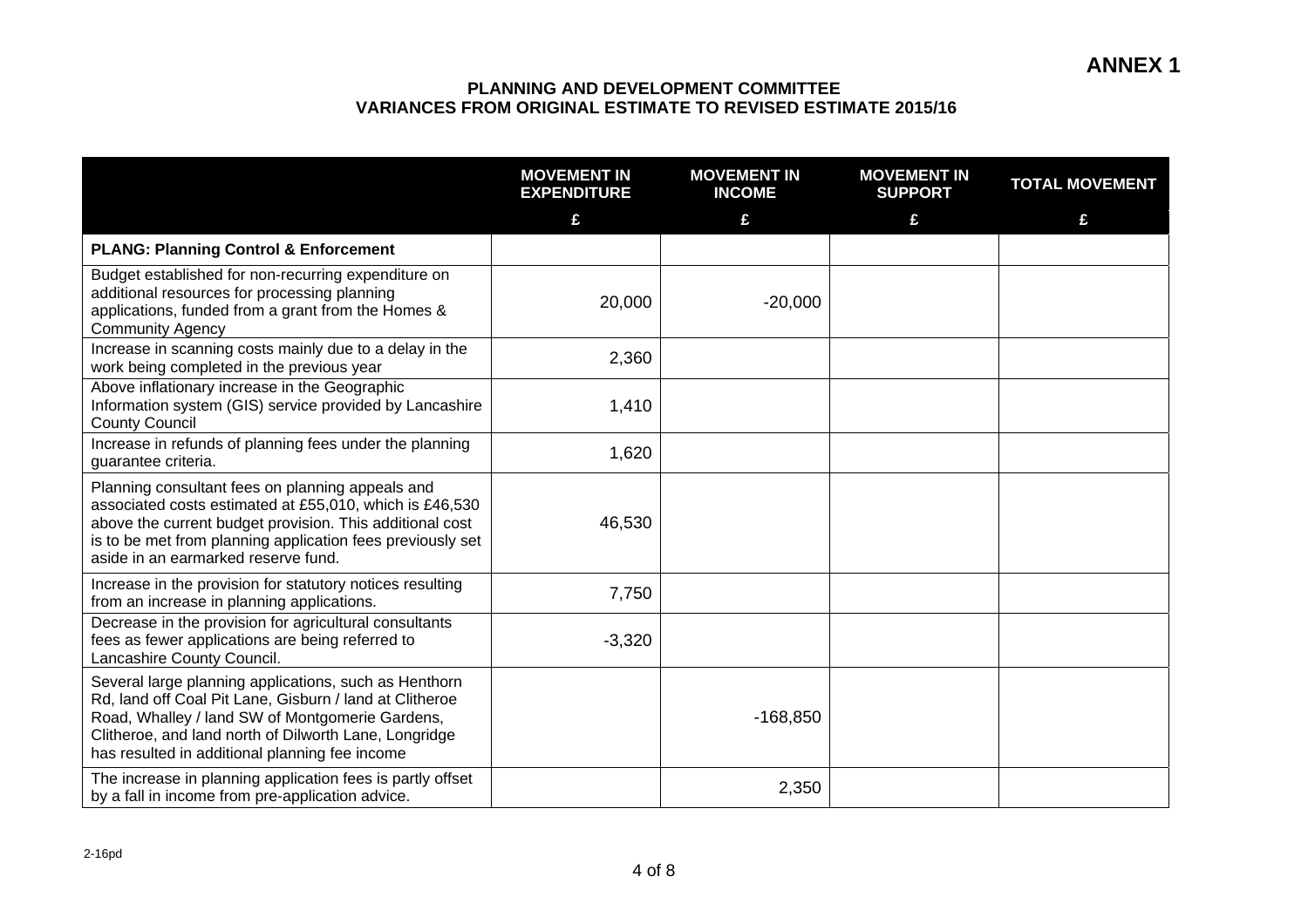**ANNEX 1**

**PLANNING AND DEVELOPMENT COMMITTEE**
**VARIANCES FROM ORIGINAL ESTIMATE TO REVISED ESTIMATE 2015/16**

| | MOVEMENT IN EXPENDITURE | MOVEMENT IN INCOME | MOVEMENT IN SUPPORT | TOTAL MOVEMENT |
|---|---|---|---|---|
| | £ | £ | £ | £ |
| **PLANG: Planning Control & Enforcement** | | | | |
| Budget established for non-recurring expenditure on additional resources for processing planning applications, funded from a grant from the Homes & Community Agency | 20,000 | -20,000 | | |
| Increase in scanning costs mainly due to a delay in the work being completed in the previous year | 2,360 | | | |
| Above inflationary increase in the Geographic Information system (GIS) service provided by Lancashire County Council | 1,410 | | | |
| Increase in refunds of planning fees under the planning guarantee criteria. | 1,620 | | | |
| Planning consultant fees on planning appeals and associated costs estimated at £55,010, which is £46,530 above the current budget provision. This additional cost is to be met from planning application fees previously set aside in an earmarked reserve fund. | 46,530 | | | |
| Increase in the provision for statutory notices resulting from an increase in planning applications. | 7,750 | | | |
| Decrease in the provision for agricultural consultants fees as fewer applications are being referred to Lancashire County Council. | -3,320 | | | |
| Several large planning applications, such as Henthorn Rd, land off Coal Pit Lane, Gisburn / land at Clitheroe Road, Whalley / land SW of Montgomerie Gardens, Clitheroe, and land north of Dilworth Lane, Longridge has resulted in additional planning fee income | | -168,850 | | |
| The increase in planning application fees is partly offset by a fall in income from pre-application advice. | | 2,350 | | |

2-16pd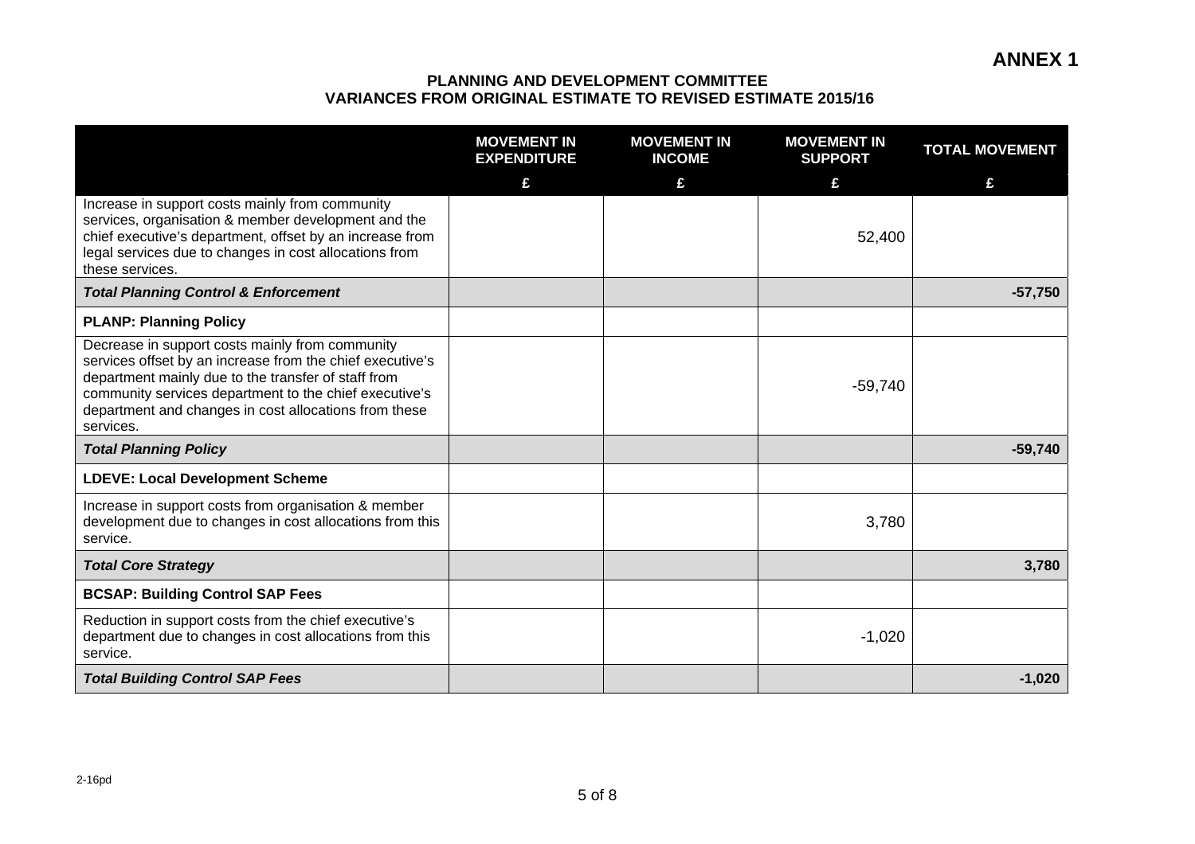**ANNEX 1**

**PLANNING AND DEVELOPMENT COMMITTEE**
**VARIANCES FROM ORIGINAL ESTIMATE TO REVISED ESTIMATE 2015/16**

| | MOVEMENT IN EXPENDITURE | MOVEMENT IN INCOME | MOVEMENT IN SUPPORT | TOTAL MOVEMENT |
|---|---|---|---|---|
| | £ | £ | £ | £ |
| Increase in support costs mainly from community services, organisation & member development and the chief executive's department, offset by an increase from legal services due to changes in cost allocations from these services. | | | 52,400 | |
| ***Total Planning Control & Enforcement*** | | | | **-57,750** |
| **PLANP: Planning Policy** | | | | |
| Decrease in support costs mainly from community services offset by an increase from the chief executive's department mainly due to the transfer of staff from community services department to the chief executive's department and changes in cost allocations from these services. | | | -59,740 | |
| ***Total Planning Policy*** | | | | **-59,740** |
| **LDEVE: Local Development Scheme** | | | | |
| Increase in support costs from organisation & member development due to changes in cost allocations from this service. | | | 3,780 | |
| ***Total Core Strategy*** | | | | **3,780** |
| **BCSAP: Building Control SAP Fees** | | | | |
| Reduction in support costs from the chief executive's department due to changes in cost allocations from this service. | | | -1,020 | |
| ***Total Building Control SAP Fees*** | | | | **-1,020** |

2-16pd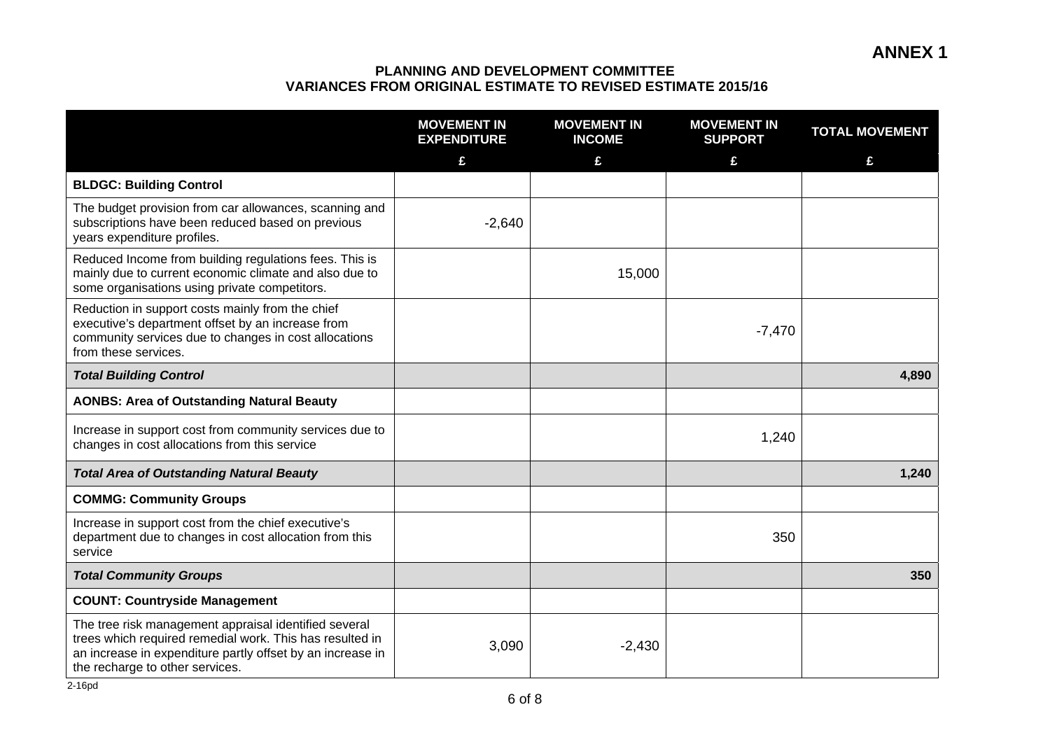# ANNEX 1

## PLANNING AND DEVELOPMENT COMMITTEE
## VARIANCES FROM ORIGINAL ESTIMATE TO REVISED ESTIMATE 2015/16

| | MOVEMENT IN EXPENDITURE | MOVEMENT IN INCOME | MOVEMENT IN SUPPORT | TOTAL MOVEMENT |
|---|---|---|---|---|
| | £ | £ | £ | £ |
| **BLDGC: Building Control** | | | | |
| The budget provision from car allowances, scanning and subscriptions have been reduced based on previous years expenditure profiles. | -2,640 | | | |
| Reduced Income from building regulations fees. This is mainly due to current economic climate and also due to some organisations using private competitors. | | 15,000 | | |
| Reduction in support costs mainly from the chief executive's department offset by an increase from community services due to changes in cost allocations from these services. | | | -7,470 | |
| ***Total Building Control*** | | | | **4,890** |
| **AONBS: Area of Outstanding Natural Beauty** | | | | |
| Increase in support cost from community services due to changes in cost allocations from this service | | | 1,240 | |
| ***Total Area of Outstanding Natural Beauty*** | | | | **1,240** |
| **COMMG: Community Groups** | | | | |
| Increase in support cost from the chief executive's department due to changes in cost allocation from this service | | | 350 | |
| ***Total Community Groups*** | | | | **350** |
| **COUNT: Countryside Management** | | | | |
| The tree risk management appraisal identified several trees which required remedial work. This has resulted in an increase in expenditure partly offset by an increase in the recharge to other services. | 3,090 | -2,430 | | |

2-16pd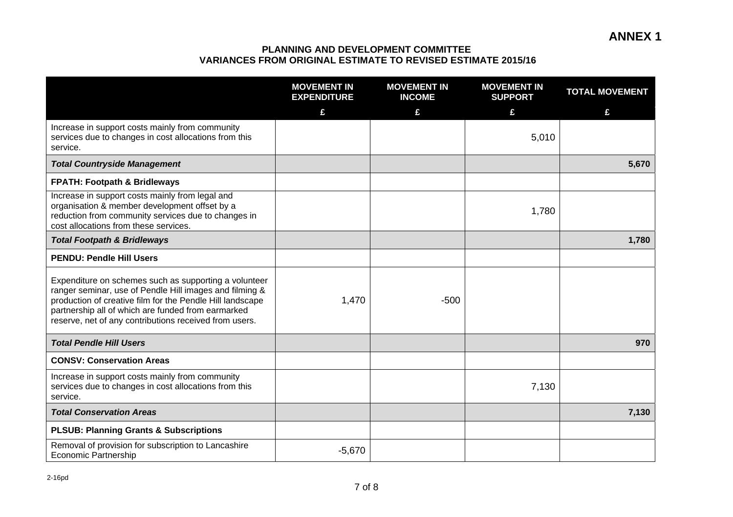**ANNEX 1**

**PLANNING AND DEVELOPMENT COMMITTEE**
**VARIANCES FROM ORIGINAL ESTIMATE TO REVISED ESTIMATE 2015/16**

| | MOVEMENT IN EXPENDITURE | MOVEMENT IN INCOME | MOVEMENT IN SUPPORT | TOTAL MOVEMENT |
|---|---|---|---|---|
| | £ | £ | £ | £ |
| Increase in support costs mainly from community services due to changes in cost allocations from this service. | | | 5,010 | |
| ***Total Countryside Management*** | | | | **5,670** |
| **FPATH: Footpath & Bridleways** | | | | |
| Increase in support costs mainly from legal and organisation & member development offset by a reduction from community services due to changes in cost allocations from these services. | | | 1,780 | |
| ***Total Footpath & Bridleways*** | | | | **1,780** |
| **PENDU: Pendle Hill Users** | | | | |
| Expenditure on schemes such as supporting a volunteer ranger seminar, use of Pendle Hill images and filming & production of creative film for the Pendle Hill landscape partnership all of which are funded from earmarked reserve, net of any contributions received from users. | 1,470 | -500 | | |
| ***Total Pendle Hill Users*** | | | | **970** |
| **CONSV: Conservation Areas** | | | | |
| Increase in support costs mainly from community services due to changes in cost allocations from this service. | | | 7,130 | |
| ***Total Conservation Areas*** | | | | **7,130** |
| **PLSUB: Planning Grants & Subscriptions** | | | | |
| Removal of provision for subscription to Lancashire Economic Partnership | -5,670 | | | |

2-16pd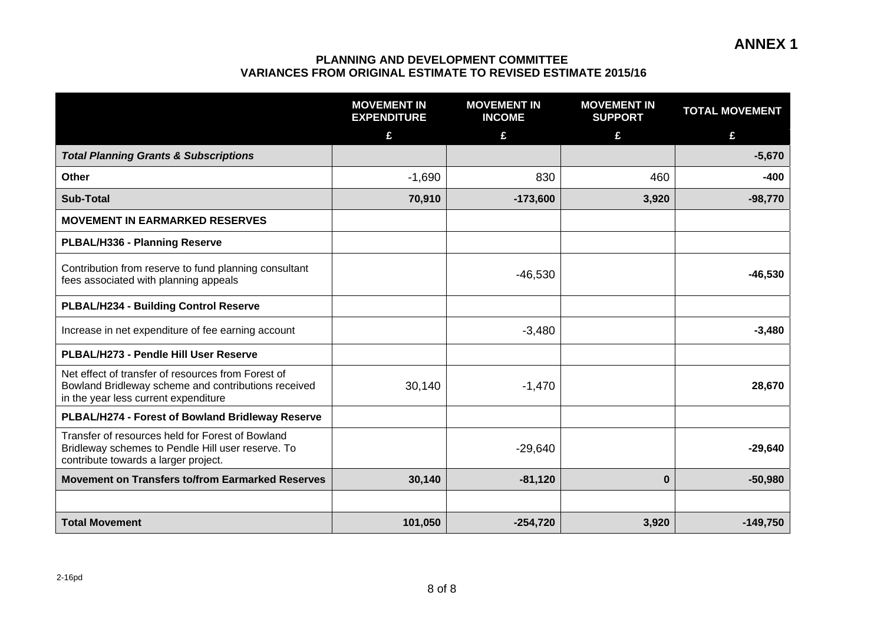# ANNEX 1

## PLANNING AND DEVELOPMENT COMMITTEE
## VARIANCES FROM ORIGINAL ESTIMATE TO REVISED ESTIMATE 2015/16

| | MOVEMENT IN EXPENDITURE | MOVEMENT IN INCOME | MOVEMENT IN SUPPORT | TOTAL MOVEMENT |
|---|---|---|---|---|
| | £ | £ | £ | £ |
| ***Total Planning Grants & Subscriptions*** | | | | **-5,670** |
| **Other** | -1,690 | 830 | 460 | **-400** |
| **Sub-Total** | **70,910** | **-173,600** | **3,920** | **-98,770** |
| **MOVEMENT IN EARMARKED RESERVES** | | | | |
| **PLBAL/H336 - Planning Reserve** | | | | |
| Contribution from reserve to fund planning consultant fees associated with planning appeals | | -46,530 | | **-46,530** |
| **PLBAL/H234 - Building Control Reserve** | | | | |
| Increase in net expenditure of fee earning account | | -3,480 | | **-3,480** |
| **PLBAL/H273 - Pendle Hill User Reserve** | | | | |
| Net effect of transfer of resources from Forest of Bowland Bridleway scheme and contributions received in the year less current expenditure | 30,140 | -1,470 | | **28,670** |
| **PLBAL/H274 - Forest of Bowland Bridleway Reserve** | | | | |
| Transfer of resources held for Forest of Bowland Bridleway schemes to Pendle Hill user reserve. To contribute towards a larger project. | | -29,640 | | **-29,640** |
| **Movement on Transfers to/from Earmarked Reserves** | **30,140** | **-81,120** | **0** | **-50,980** |
| | | | | |
| **Total Movement** | **101,050** | **-254,720** | **3,920** | **-149,750** |

2-16pd